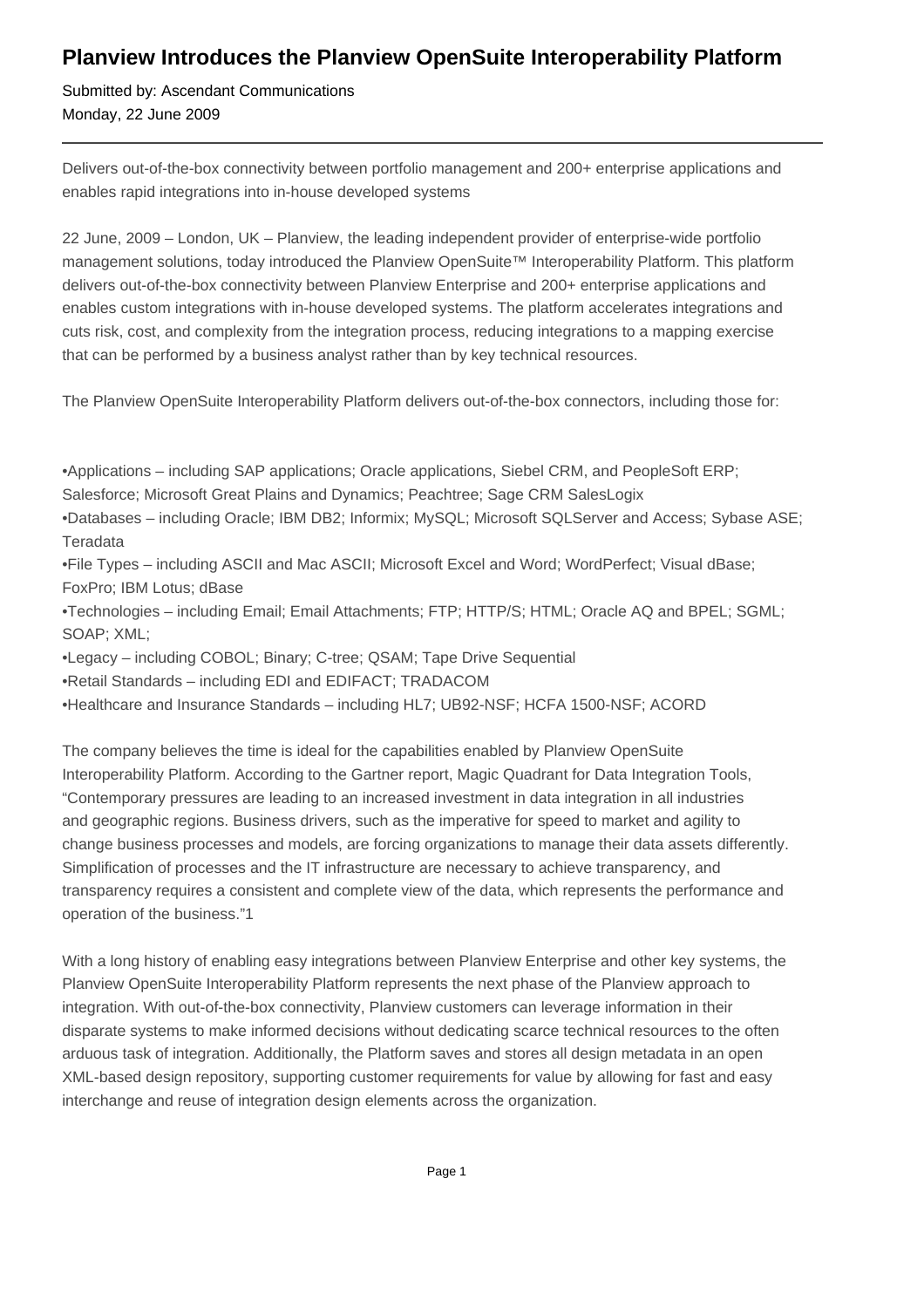# Planview Introduces the Planview OpenSuite Interoperability Platform

Submitted by: Ascendant Communications
Monday, 22 June 2009

---

Delivers out-of-the-box connectivity between portfolio management and 200+ enterprise applications and enables rapid integrations into in-house developed systems

22 June, 2009 – London, UK – Planview, the leading independent provider of enterprise-wide portfolio management solutions, today introduced the Planview OpenSuite™ Interoperability Platform. This platform delivers out-of-the-box connectivity between Planview Enterprise and 200+ enterprise applications and enables custom integrations with in-house developed systems. The platform accelerates integrations and cuts risk, cost, and complexity from the integration process, reducing integrations to a mapping exercise that can be performed by a business analyst rather than by key technical resources.

The Planview OpenSuite Interoperability Platform delivers out-of-the-box connectors, including those for:

- Applications – including SAP applications; Oracle applications, Siebel CRM, and PeopleSoft ERP; Salesforce; Microsoft Great Plains and Dynamics; Peachtree; Sage CRM SalesLogix
- Databases – including Oracle; IBM DB2; Informix; MySQL; Microsoft SQLServer and Access; Sybase ASE; Teradata
- File Types – including ASCII and Mac ASCII; Microsoft Excel and Word; WordPerfect; Visual dBase; FoxPro; IBM Lotus; dBase
- Technologies – including Email; Email Attachments; FTP; HTTP/S; HTML; Oracle AQ and BPEL; SGML; SOAP; XML;
- Legacy – including COBOL; Binary; C-tree; QSAM; Tape Drive Sequential
- Retail Standards – including EDI and EDIFACT; TRADACOM
- Healthcare and Insurance Standards – including HL7; UB92-NSF; HCFA 1500-NSF; ACORD

The company believes the time is ideal for the capabilities enabled by Planview OpenSuite Interoperability Platform. According to the Gartner report, Magic Quadrant for Data Integration Tools, "Contemporary pressures are leading to an increased investment in data integration in all industries and geographic regions. Business drivers, such as the imperative for speed to market and agility to change business processes and models, are forcing organizations to manage their data assets differently. Simplification of processes and the IT infrastructure are necessary to achieve transparency, and transparency requires a consistent and complete view of the data, which represents the performance and operation of the business."[1]

With a long history of enabling easy integrations between Planview Enterprise and other key systems, the Planview OpenSuite Interoperability Platform represents the next phase of the Planview approach to integration. With out-of-the-box connectivity, Planview customers can leverage information in their disparate systems to make informed decisions without dedicating scarce technical resources to the often arduous task of integration. Additionally, the Platform saves and stores all design metadata in an open XML-based design repository, supporting customer requirements for value by allowing for fast and easy interchange and reuse of integration design elements across the organization.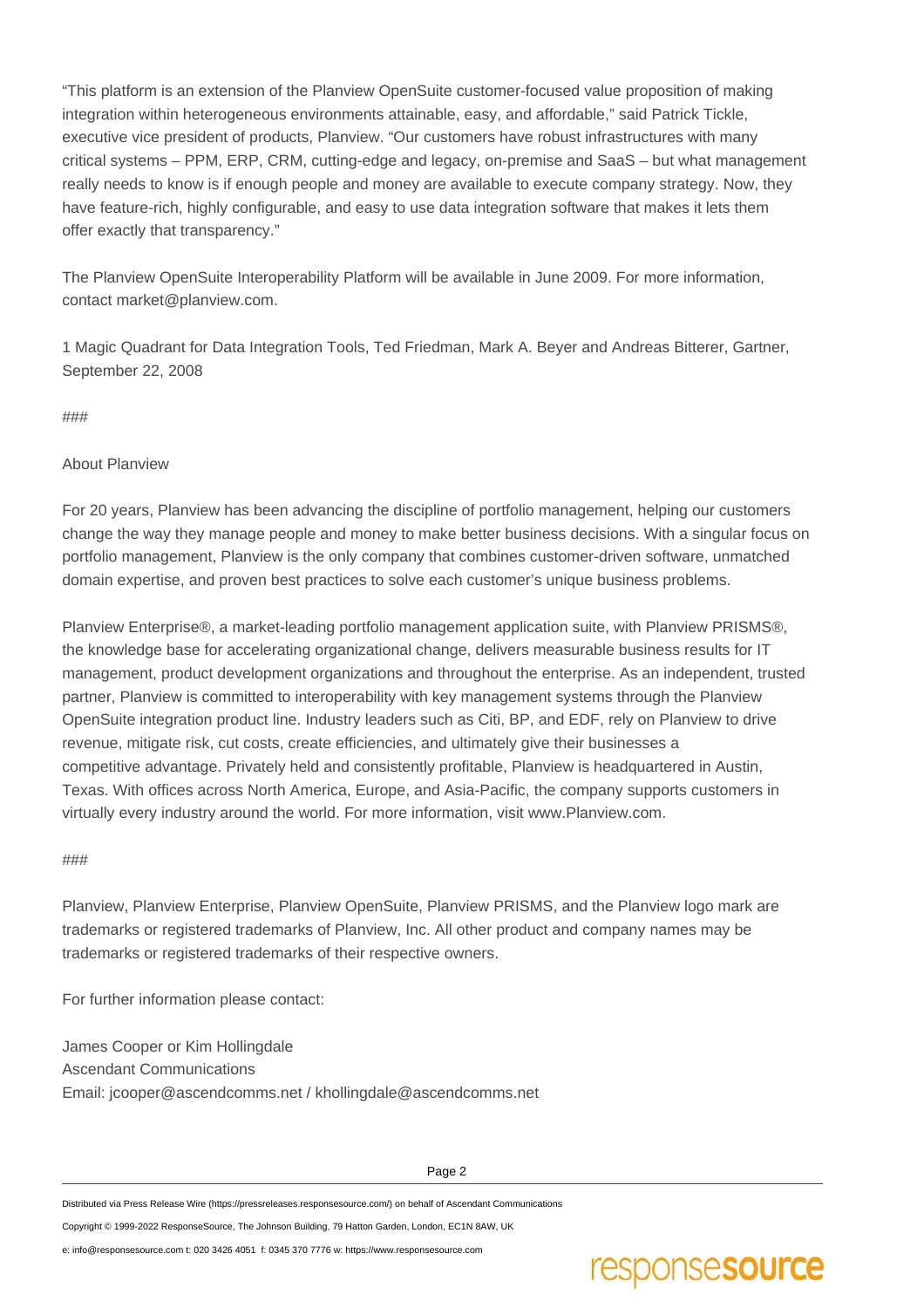"This platform is an extension of the Planview OpenSuite customer-focused value proposition of making integration within heterogeneous environments attainable, easy, and affordable," said Patrick Tickle, executive vice president of products, Planview. "Our customers have robust infrastructures with many critical systems – PPM, ERP, CRM, cutting-edge and legacy, on-premise and SaaS – but what management really needs to know is if enough people and money are available to execute company strategy. Now, they have feature-rich, highly configurable, and easy to use data integration software that makes it lets them offer exactly that transparency."

The Planview OpenSuite Interoperability Platform will be available in June 2009. For more information, contact market@planview.com.

1 Magic Quadrant for Data Integration Tools, Ted Friedman, Mark A. Beyer and Andreas Bitterer, Gartner, September 22, 2008

###

About Planview

For 20 years, Planview has been advancing the discipline of portfolio management, helping our customers change the way they manage people and money to make better business decisions. With a singular focus on portfolio management, Planview is the only company that combines customer-driven software, unmatched domain expertise, and proven best practices to solve each customer's unique business problems.

Planview Enterprise®, a market-leading portfolio management application suite, with Planview PRISMS®, the knowledge base for accelerating organizational change, delivers measurable business results for IT management, product development organizations and throughout the enterprise. As an independent, trusted partner, Planview is committed to interoperability with key management systems through the Planview OpenSuite integration product line. Industry leaders such as Citi, BP, and EDF, rely on Planview to drive revenue, mitigate risk, cut costs, create efficiencies, and ultimately give their businesses a competitive advantage. Privately held and consistently profitable, Planview is headquartered in Austin, Texas. With offices across North America, Europe, and Asia-Pacific, the company supports customers in virtually every industry around the world. For more information, visit www.Planview.com.

###

Planview, Planview Enterprise, Planview OpenSuite, Planview PRISMS, and the Planview logo mark are trademarks or registered trademarks of Planview, Inc. All other product and company names may be trademarks or registered trademarks of their respective owners.

For further information please contact:

James Cooper or Kim Hollingdale
Ascendant Communications
Email: jcooper@ascendcomms.net / khollingdale@ascendcomms.net